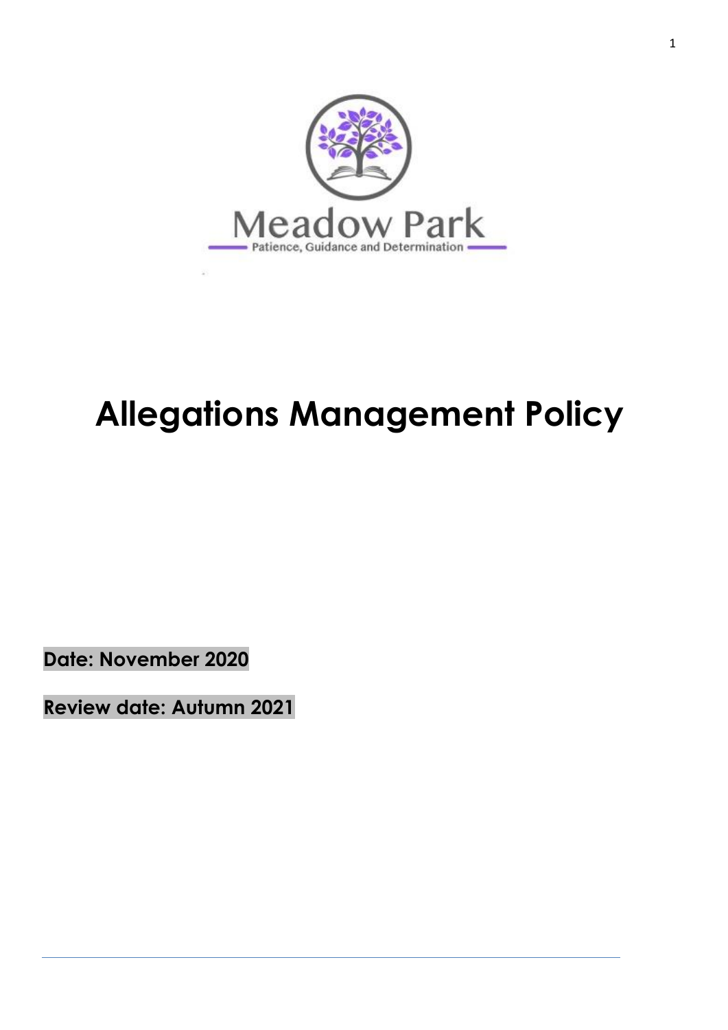Meadow Park

Patience, Guidance and Determination

# Allegations Management Policy

**Date: November 2020**

**Review date: Autumn 2021**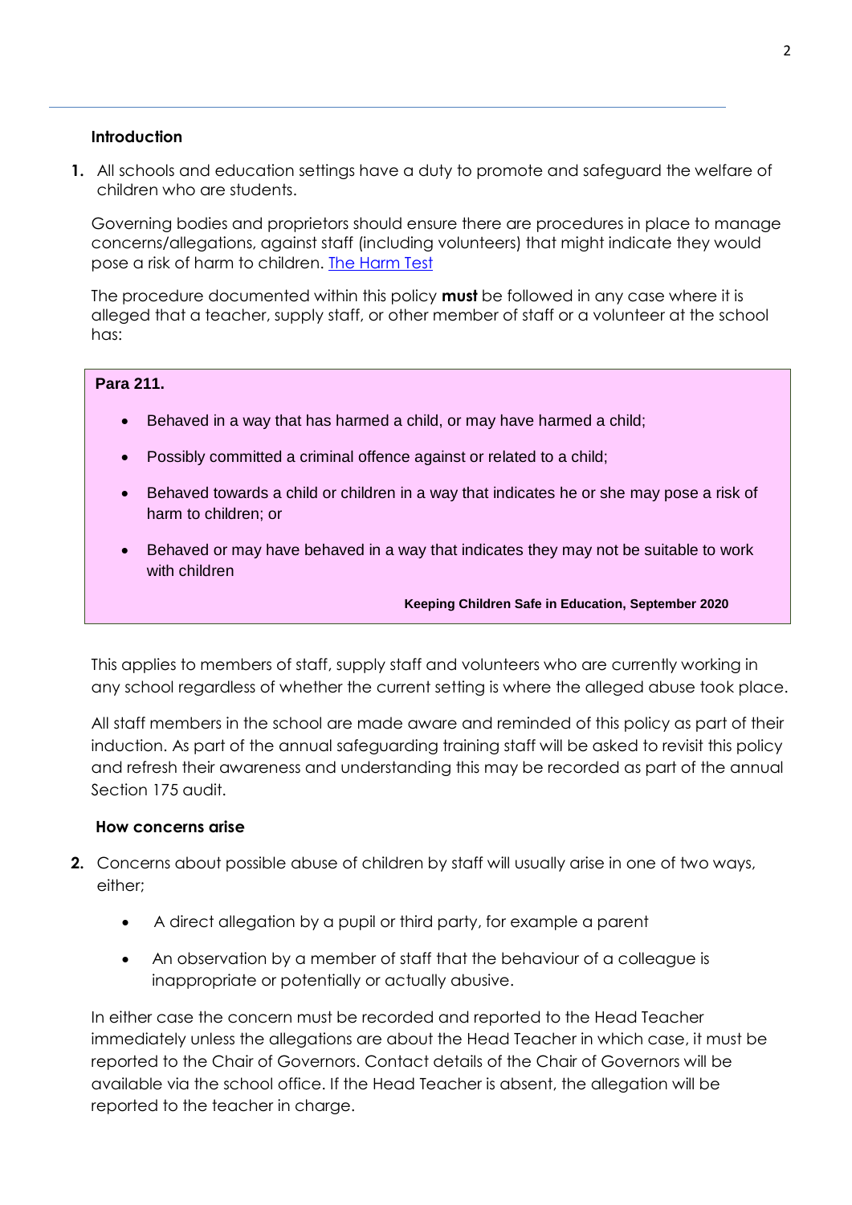### Introduction

1. All schools and education settings have a duty to promote and safeguard the welfare of children who are students.

Governing bodies and proprietors should ensure there are procedures in place to manage concerns/allegations, against staff (including volunteers) that might indicate they would pose a risk of harm to children. [The Harm Test]

The procedure documented within this policy **must** be followed in any case where it is alleged that a teacher, supply staff, or other member of staff or a volunteer at the school has:

> **Para 211.**
>
> - Behaved in a way that has harmed a child, or may have harmed a child;
> - Possibly committed a criminal offence against or related to a child;
> - Behaved towards a child or children in a way that indicates he or she may pose a risk of harm to children; or
> - Behaved or may have behaved in a way that indicates they may not be suitable to work with children
>
> **Keeping Children Safe in Education, September 2020**

This applies to members of staff, supply staff and volunteers who are currently working in any school regardless of whether the current setting is where the alleged abuse took place.

All staff members in the school are made aware and reminded of this policy as part of their induction. As part of the annual safeguarding training staff will be asked to revisit this policy and refresh their awareness and understanding this may be recorded as part of the annual Section 175 audit.

### How concerns arise

2. Concerns about possible abuse of children by staff will usually arise in one of two ways, either;

   - A direct allegation by a pupil or third party, for example a parent
   - An observation by a member of staff that the behaviour of a colleague is inappropriate or potentially or actually abusive.

In either case the concern must be recorded and reported to the Head Teacher immediately unless the allegations are about the Head Teacher in which case, it must be reported to the Chair of Governors. Contact details of the Chair of Governors will be available via the school office. If the Head Teacher is absent, the allegation will be reported to the teacher in charge.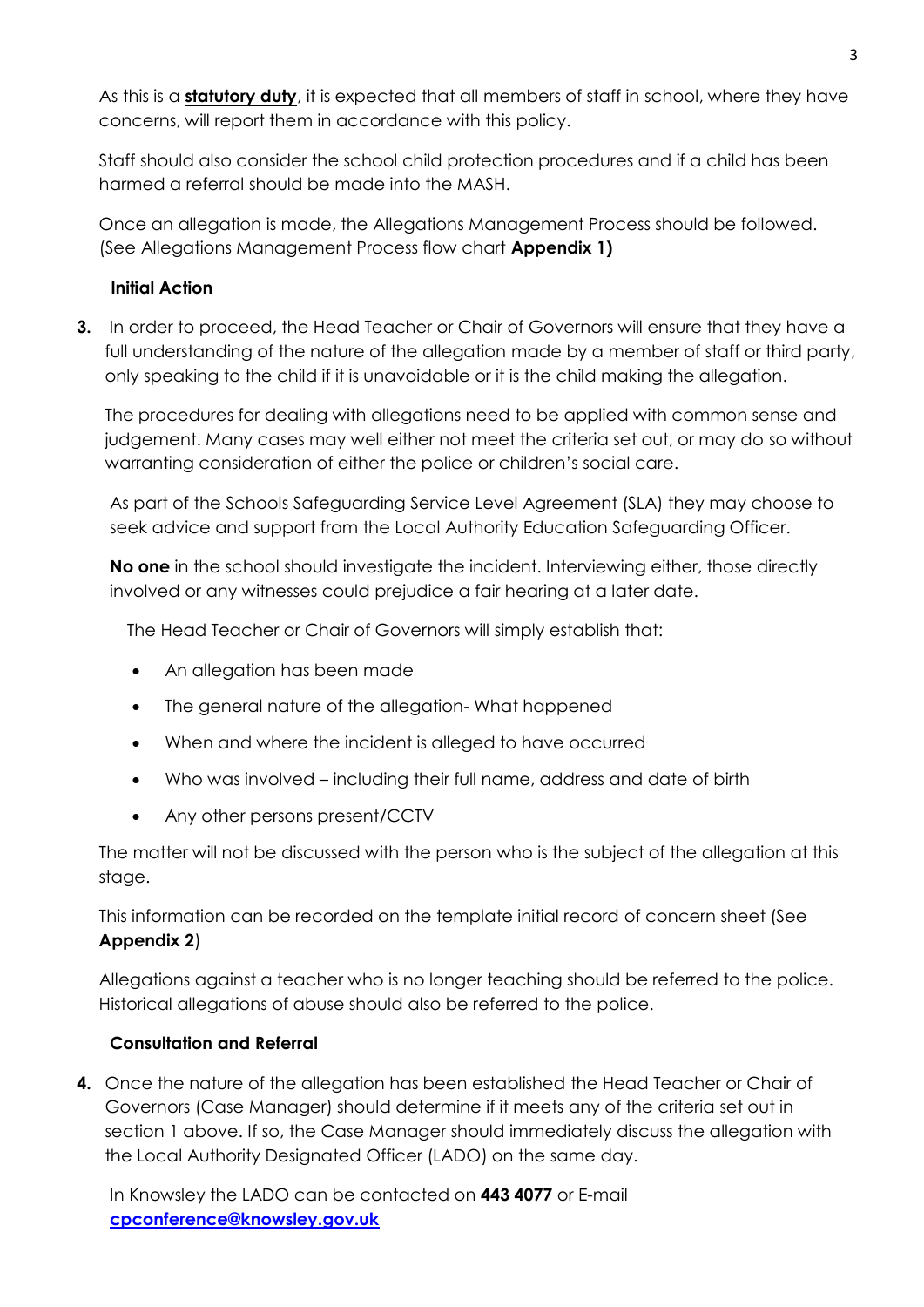As this is a **statutory duty**, it is expected that all members of staff in school, where they have concerns, will report them in accordance with this policy.

Staff should also consider the school child protection procedures and if a child has been harmed a referral should be made into the MASH.

Once an allegation is made, the Allegations Management Process should be followed. (See Allegations Management Process flow chart **Appendix 1)**

**Initial Action**

**3.** In order to proceed, the Head Teacher or Chair of Governors will ensure that they have a full understanding of the nature of the allegation made by a member of staff or third party, only speaking to the child if it is unavoidable or it is the child making the allegation.

The procedures for dealing with allegations need to be applied with common sense and judgement. Many cases may well either not meet the criteria set out, or may do so without warranting consideration of either the police or children's social care.

As part of the Schools Safeguarding Service Level Agreement (SLA) they may choose to seek advice and support from the Local Authority Education Safeguarding Officer.

**No one** in the school should investigate the incident. Interviewing either, those directly involved or any witnesses could prejudice a fair hearing at a later date.

The Head Teacher or Chair of Governors will simply establish that:

- An allegation has been made
- The general nature of the allegation- What happened
- When and where the incident is alleged to have occurred
- Who was involved – including their full name, address and date of birth
- Any other persons present/CCTV

The matter will not be discussed with the person who is the subject of the allegation at this stage.

This information can be recorded on the template initial record of concern sheet (See **Appendix 2**)

Allegations against a teacher who is no longer teaching should be referred to the police. Historical allegations of abuse should also be referred to the police.

**Consultation and Referral**

**4.** Once the nature of the allegation has been established the Head Teacher or Chair of Governors (Case Manager) should determine if it meets any of the criteria set out in section 1 above. If so, the Case Manager should immediately discuss the allegation with the Local Authority Designated Officer (LADO) on the same day.

In Knowsley the LADO can be contacted on **443 4077** or E-mail **cpconference@knowsley.gov.uk**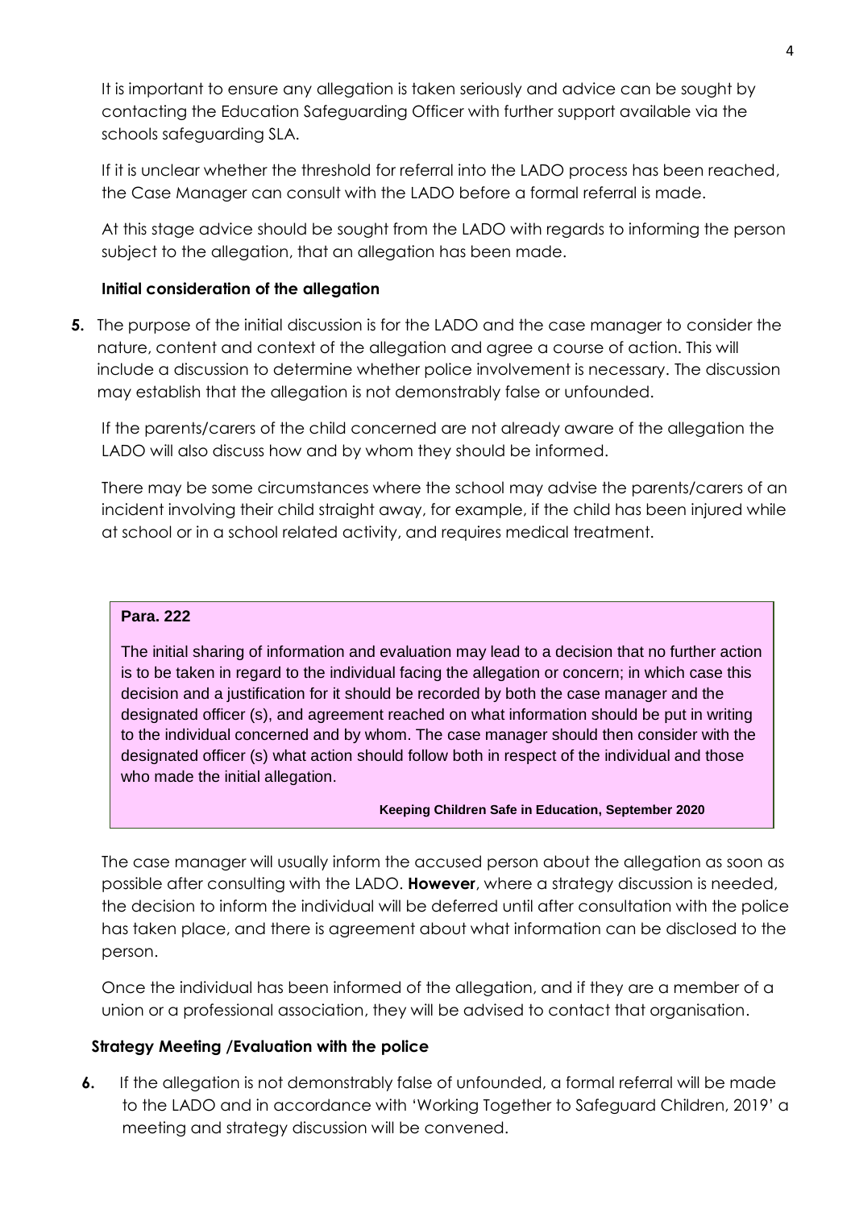It is important to ensure any allegation is taken seriously and advice can be sought by contacting the Education Safeguarding Officer with further support available via the schools safeguarding SLA.

If it is unclear whether the threshold for referral into the LADO process has been reached, the Case Manager can consult with the LADO before a formal referral is made.

At this stage advice should be sought from the LADO with regards to informing the person subject to the allegation, that an allegation has been made.

**Initial consideration of the allegation**

**5.** The purpose of the initial discussion is for the LADO and the case manager to consider the nature, content and context of the allegation and agree a course of action. This will include a discussion to determine whether police involvement is necessary. The discussion may establish that the allegation is not demonstrably false or unfounded.

If the parents/carers of the child concerned are not already aware of the allegation the LADO will also discuss how and by whom they should be informed.

There may be some circumstances where the school may advise the parents/carers of an incident involving their child straight away, for example, if the child has been injured while at school or in a school related activity, and requires medical treatment.

> **Para. 222**
>
> The initial sharing of information and evaluation may lead to a decision that no further action is to be taken in regard to the individual facing the allegation or concern; in which case this decision and a justification for it should be recorded by both the case manager and the designated officer (s), and agreement reached on what information should be put in writing to the individual concerned and by whom. The case manager should then consider with the designated officer (s) what action should follow both in respect of the individual and those who made the initial allegation.
>
> **Keeping Children Safe in Education, September 2020**

The case manager will usually inform the accused person about the allegation as soon as possible after consulting with the LADO. **However**, where a strategy discussion is needed, the decision to inform the individual will be deferred until after consultation with the police has taken place, and there is agreement about what information can be disclosed to the person.

Once the individual has been informed of the allegation, and if they are a member of a union or a professional association, they will be advised to contact that organisation.

**Strategy Meeting /Evaluation with the police**

**6.** If the allegation is not demonstrably false of unfounded, a formal referral will be made to the LADO and in accordance with 'Working Together to Safeguard Children, 2019' a meeting and strategy discussion will be convened.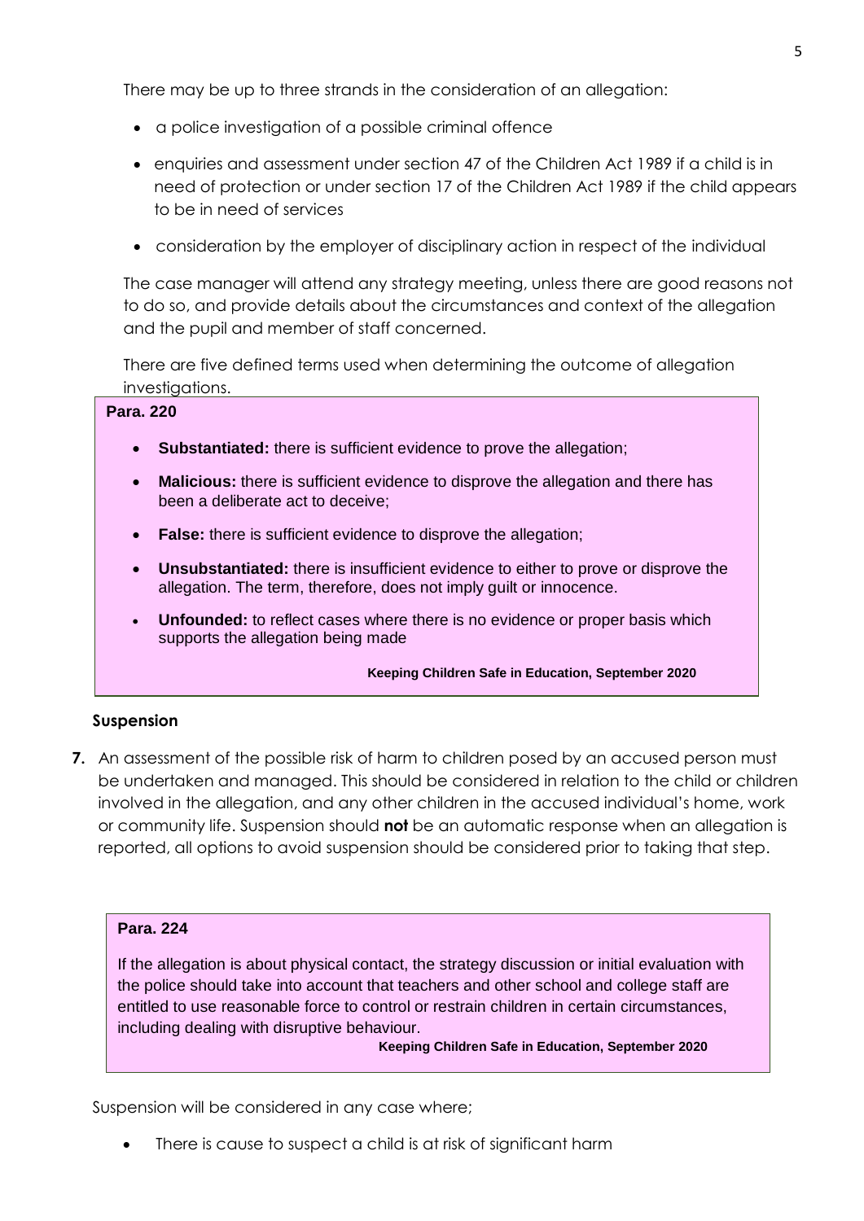There may be up to three strands in the consideration of an allegation:

- a police investigation of a possible criminal offence
- enquiries and assessment under section 47 of the Children Act 1989 if a child is in need of protection or under section 17 of the Children Act 1989 if the child appears to be in need of services
- consideration by the employer of disciplinary action in respect of the individual

The case manager will attend any strategy meeting, unless there are good reasons not to do so, and provide details about the circumstances and context of the allegation and the pupil and member of staff concerned.

There are five defined terms used when determining the outcome of allegation investigations.

**Para. 220**

- **Substantiated:** there is sufficient evidence to prove the allegation;
- **Malicious:** there is sufficient evidence to disprove the allegation and there has been a deliberate act to deceive;
- **False:** there is sufficient evidence to disprove the allegation;
- **Unsubstantiated:** there is insufficient evidence to either to prove or disprove the allegation. The term, therefore, does not imply guilt or innocence.
- **Unfounded:** to reflect cases where there is no evidence or proper basis which supports the allegation being made

**Keeping Children Safe in Education, September 2020**

**Suspension**

**7.** An assessment of the possible risk of harm to children posed by an accused person must be undertaken and managed. This should be considered in relation to the child or children involved in the allegation, and any other children in the accused individual's home, work or community life. Suspension should **not** be an automatic response when an allegation is reported, all options to avoid suspension should be considered prior to taking that step.

**Para. 224**

If the allegation is about physical contact, the strategy discussion or initial evaluation with the police should take into account that teachers and other school and college staff are entitled to use reasonable force to control or restrain children in certain circumstances, including dealing with disruptive behaviour.

**Keeping Children Safe in Education, September 2020**

Suspension will be considered in any case where;

- There is cause to suspect a child is at risk of significant harm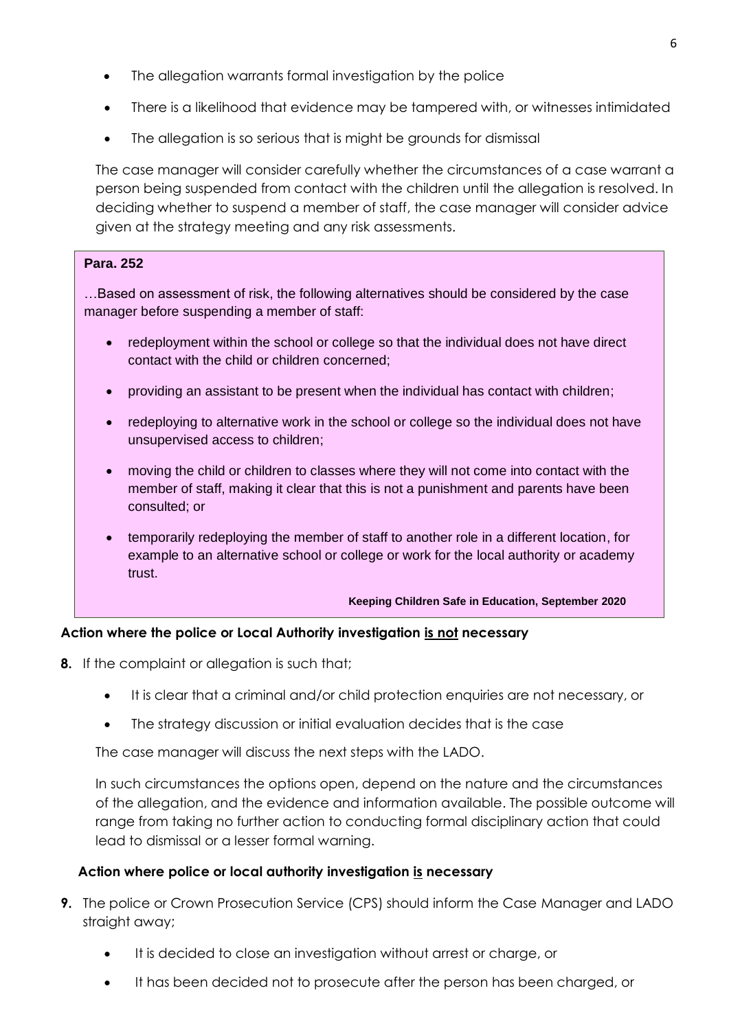- The allegation warrants formal investigation by the police
- There is a likelihood that evidence may be tampered with, or witnesses intimidated
- The allegation is so serious that is might be grounds for dismissal

The case manager will consider carefully whether the circumstances of a case warrant a person being suspended from contact with the children until the allegation is resolved. In deciding whether to suspend a member of staff, the case manager will consider advice given at the strategy meeting and any risk assessments.

> **Para. 252**
>
> …Based on assessment of risk, the following alternatives should be considered by the case manager before suspending a member of staff:
>
> - redeployment within the school or college so that the individual does not have direct contact with the child or children concerned;
> - providing an assistant to be present when the individual has contact with children;
> - redeploying to alternative work in the school or college so the individual does not have unsupervised access to children;
> - moving the child or children to classes where they will not come into contact with the member of staff, making it clear that this is not a punishment and parents have been consulted; or
> - temporarily redeploying the member of staff to another role in a different location, for example to an alternative school or college or work for the local authority or academy trust.
>
> **Keeping Children Safe in Education, September 2020**

**Action where the police or Local Authority investigation <u>is not</u> necessary**

**8.** If the complaint or allegation is such that;

- It is clear that a criminal and/or child protection enquiries are not necessary, or
- The strategy discussion or initial evaluation decides that is the case

The case manager will discuss the next steps with the LADO.

In such circumstances the options open, depend on the nature and the circumstances of the allegation, and the evidence and information available. The possible outcome will range from taking no further action to conducting formal disciplinary action that could lead to dismissal or a lesser formal warning.

**Action where police or local authority investigation <u>is</u> necessary**

**9.** The police or Crown Prosecution Service (CPS) should inform the Case Manager and LADO straight away;

- It is decided to close an investigation without arrest or charge, or
- It has been decided not to prosecute after the person has been charged, or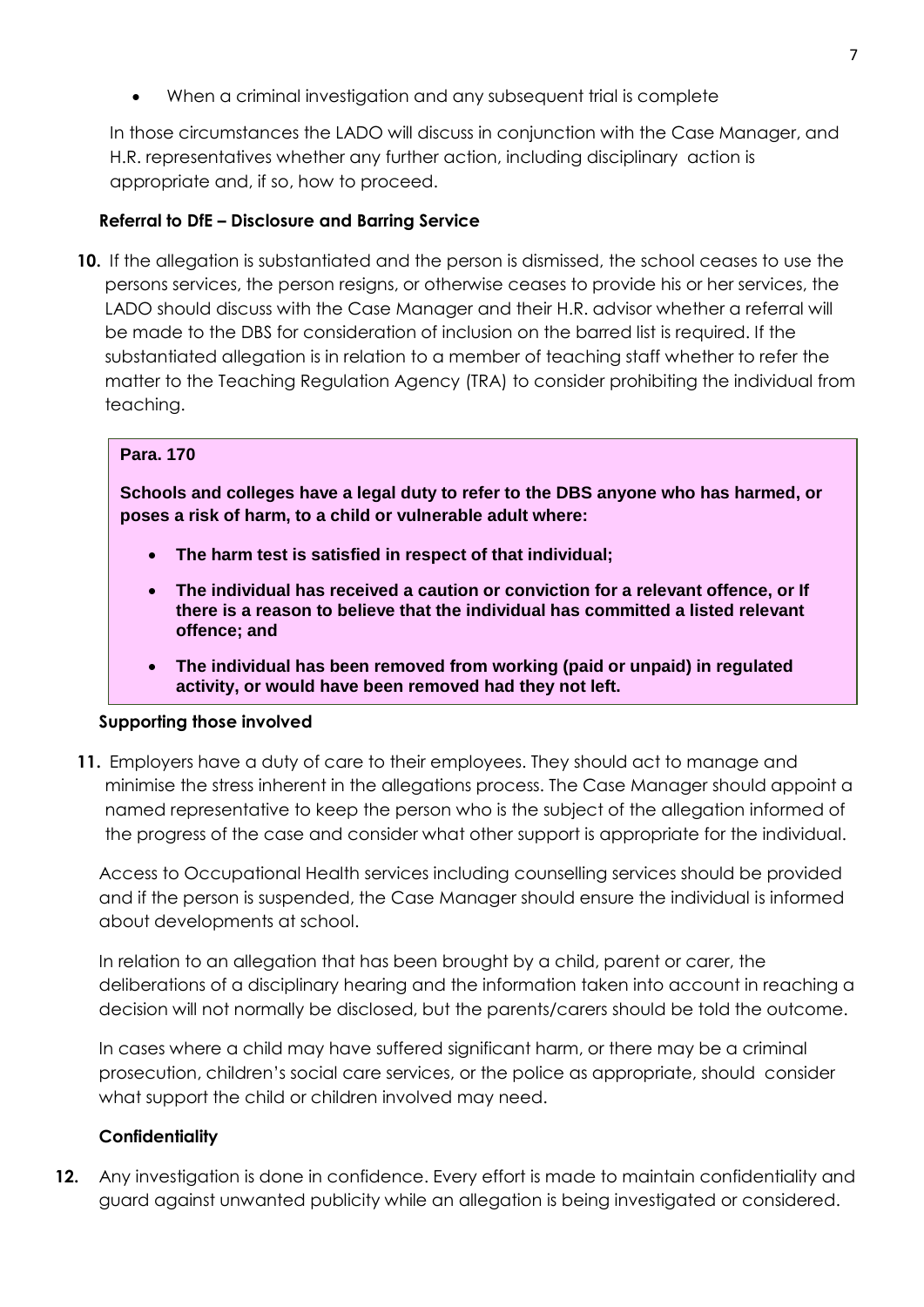- When a criminal investigation and any subsequent trial is complete

In those circumstances the LADO will discuss in conjunction with the Case Manager, and H.R. representatives whether any further action, including disciplinary action is appropriate and, if so, how to proceed.

**Referral to DfE – Disclosure and Barring Service**

**10.** If the allegation is substantiated and the person is dismissed, the school ceases to use the persons services, the person resigns, or otherwise ceases to provide his or her services, the LADO should discuss with the Case Manager and their H.R. advisor whether a referral will be made to the DBS for consideration of inclusion on the barred list is required. If the substantiated allegation is in relation to a member of teaching staff whether to refer the matter to the Teaching Regulation Agency (TRA) to consider prohibiting the individual from teaching.

> **Para. 170**
>
> **Schools and colleges have a legal duty to refer to the DBS anyone who has harmed, or poses a risk of harm, to a child or vulnerable adult where:**
>
> - **The harm test is satisfied in respect of that individual;**
> - **The individual has received a caution or conviction for a relevant offence, or If there is a reason to believe that the individual has committed a listed relevant offence; and**
> - **The individual has been removed from working (paid or unpaid) in regulated activity, or would have been removed had they not left.**

**Supporting those involved**

**11.** Employers have a duty of care to their employees. They should act to manage and minimise the stress inherent in the allegations process. The Case Manager should appoint a named representative to keep the person who is the subject of the allegation informed of the progress of the case and consider what other support is appropriate for the individual.

Access to Occupational Health services including counselling services should be provided and if the person is suspended, the Case Manager should ensure the individual is informed about developments at school.

In relation to an allegation that has been brought by a child, parent or carer, the deliberations of a disciplinary hearing and the information taken into account in reaching a decision will not normally be disclosed, but the parents/carers should be told the outcome.

In cases where a child may have suffered significant harm, or there may be a criminal prosecution, children's social care services, or the police as appropriate, should consider what support the child or children involved may need.

**Confidentiality**

**12.** Any investigation is done in confidence. Every effort is made to maintain confidentiality and guard against unwanted publicity while an allegation is being investigated or considered.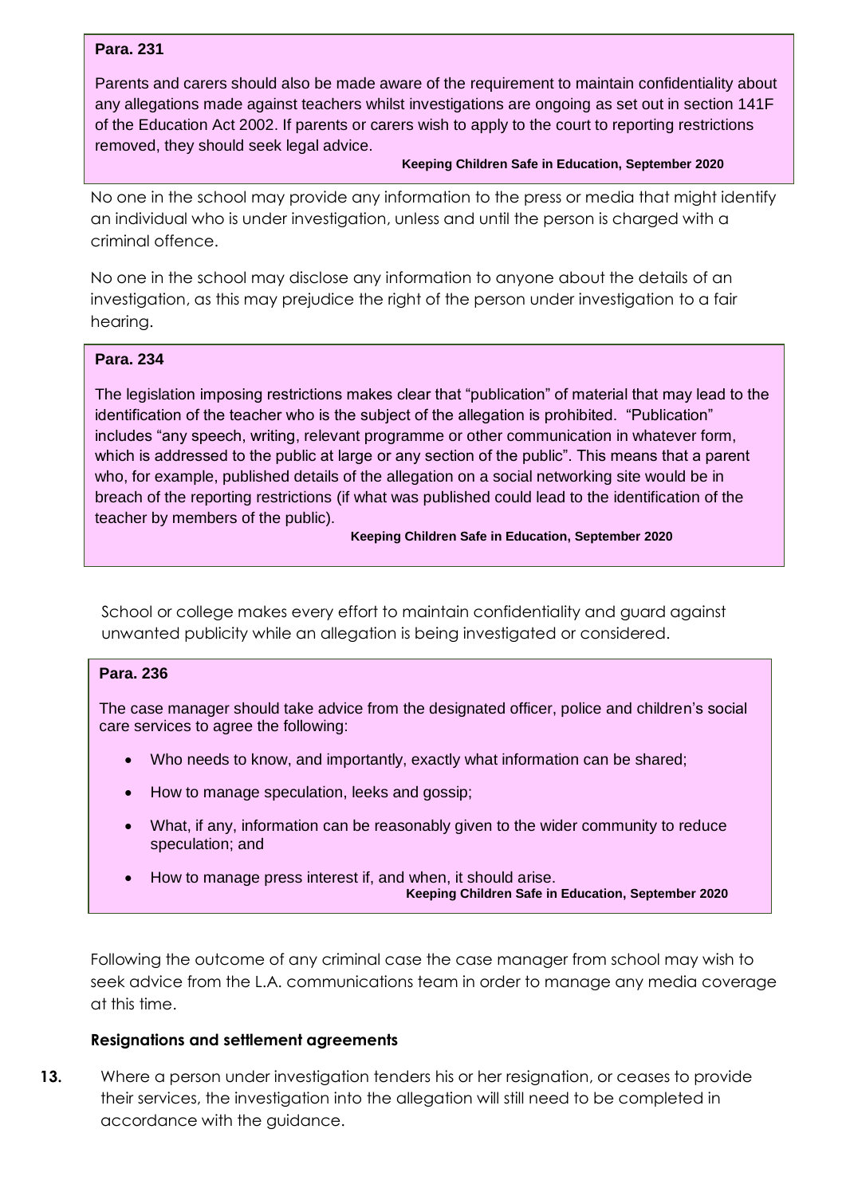**Para. 231**

Parents and carers should also be made aware of the requirement to maintain confidentiality about any allegations made against teachers whilst investigations are ongoing as set out in section 141F of the Education Act 2002. If parents or carers wish to apply to the court to reporting restrictions removed, they should seek legal advice.

**Keeping Children Safe in Education, September 2020**

No one in the school may provide any information to the press or media that might identify an individual who is under investigation, unless and until the person is charged with a criminal offence.

No one in the school may disclose any information to anyone about the details of an investigation, as this may prejudice the right of the person under investigation to a fair hearing.

**Para. 234**

The legislation imposing restrictions makes clear that "publication" of material that may lead to the identification of the teacher who is the subject of the allegation is prohibited. "Publication" includes "any speech, writing, relevant programme or other communication in whatever form, which is addressed to the public at large or any section of the public". This means that a parent who, for example, published details of the allegation on a social networking site would be in breach of the reporting restrictions (if what was published could lead to the identification of the teacher by members of the public).

**Keeping Children Safe in Education, September 2020**

School or college makes every effort to maintain confidentiality and guard against unwanted publicity while an allegation is being investigated or considered.

**Para. 236**

The case manager should take advice from the designated officer, police and children's social care services to agree the following:

- Who needs to know, and importantly, exactly what information can be shared;
- How to manage speculation, leeks and gossip;
- What, if any, information can be reasonably given to the wider community to reduce speculation; and
- How to manage press interest if, and when, it should arise.

**Keeping Children Safe in Education, September 2020**

Following the outcome of any criminal case the case manager from school may wish to seek advice from the L.A. communications team in order to manage any media coverage at this time.

**Resignations and settlement agreements**

**13.** Where a person under investigation tenders his or her resignation, or ceases to provide their services, the investigation into the allegation will still need to be completed in accordance with the guidance.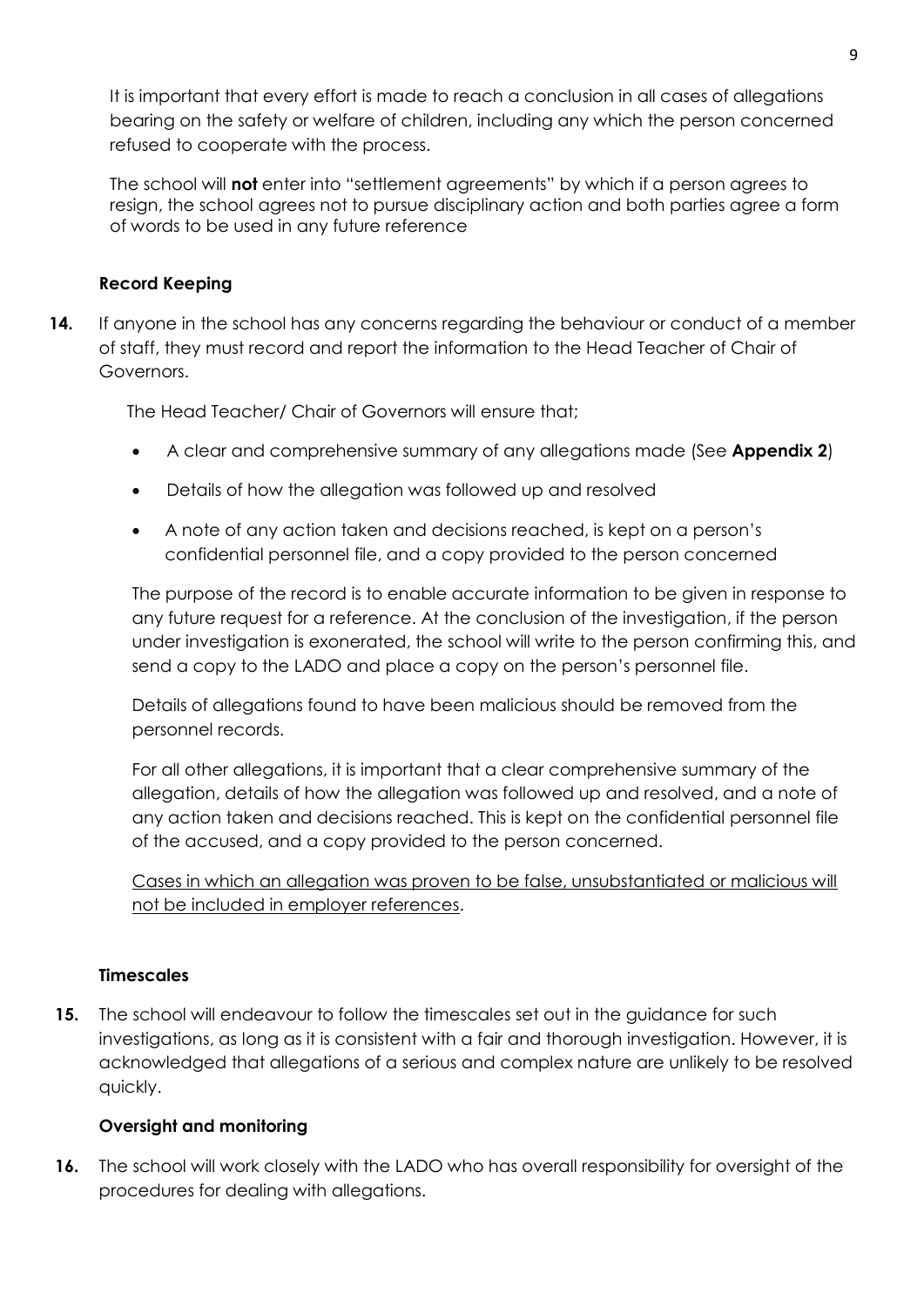It is important that every effort is made to reach a conclusion in all cases of allegations bearing on the safety or welfare of children, including any which the person concerned refused to cooperate with the process.

The school will **not** enter into "settlement agreements" by which if a person agrees to resign, the school agrees not to pursue disciplinary action and both parties agree a form of words to be used in any future reference

**Record Keeping**

**14.** If anyone in the school has any concerns regarding the behaviour or conduct of a member of staff, they must record and report the information to the Head Teacher of Chair of Governors.

The Head Teacher/ Chair of Governors will ensure that;

- A clear and comprehensive summary of any allegations made (See **Appendix 2**)
- Details of how the allegation was followed up and resolved
- A note of any action taken and decisions reached, is kept on a person's confidential personnel file, and a copy provided to the person concerned

The purpose of the record is to enable accurate information to be given in response to any future request for a reference. At the conclusion of the investigation, if the person under investigation is exonerated, the school will write to the person confirming this, and send a copy to the LADO and place a copy on the person's personnel file.

Details of allegations found to have been malicious should be removed from the personnel records.

For all other allegations, it is important that a clear comprehensive summary of the allegation, details of how the allegation was followed up and resolved, and a note of any action taken and decisions reached. This is kept on the confidential personnel file of the accused, and a copy provided to the person concerned.

<u>Cases in which an allegation was proven to be false, unsubstantiated or malicious will not be included in employer references</u>.

**Timescales**

**15.** The school will endeavour to follow the timescales set out in the guidance for such investigations, as long as it is consistent with a fair and thorough investigation. However, it is acknowledged that allegations of a serious and complex nature are unlikely to be resolved quickly.

**Oversight and monitoring**

**16.** The school will work closely with the LADO who has overall responsibility for oversight of the procedures for dealing with allegations.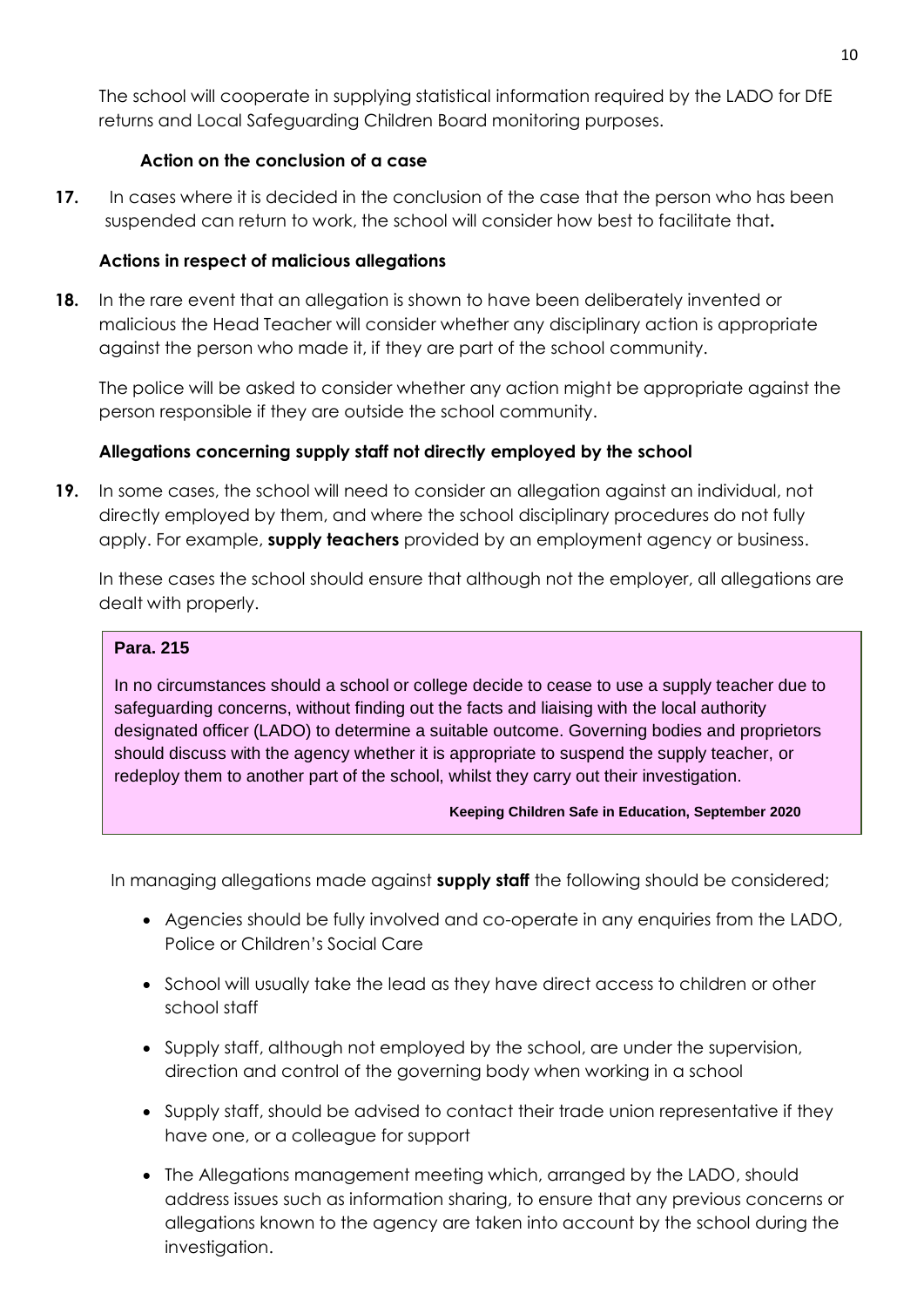The school will cooperate in supplying statistical information required by the LADO for DfE returns and Local Safeguarding Children Board monitoring purposes.

### Action on the conclusion of a case

**17.** In cases where it is decided in the conclusion of the case that the person who has been suspended can return to work, the school will consider how best to facilitate that**.**

### Actions in respect of malicious allegations

**18.** In the rare event that an allegation is shown to have been deliberately invented or malicious the Head Teacher will consider whether any disciplinary action is appropriate against the person who made it, if they are part of the school community.

The police will be asked to consider whether any action might be appropriate against the person responsible if they are outside the school community.

### Allegations concerning supply staff not directly employed by the school

**19.** In some cases, the school will need to consider an allegation against an individual, not directly employed by them, and where the school disciplinary procedures do not fully apply. For example, **supply teachers** provided by an employment agency or business.

In these cases the school should ensure that although not the employer, all allegations are dealt with properly.

> **Para. 215**
>
> In no circumstances should a school or college decide to cease to use a supply teacher due to safeguarding concerns, without finding out the facts and liaising with the local authority designated officer (LADO) to determine a suitable outcome. Governing bodies and proprietors should discuss with the agency whether it is appropriate to suspend the supply teacher, or redeploy them to another part of the school, whilst they carry out their investigation.
>
> **Keeping Children Safe in Education, September 2020**

In managing allegations made against **supply staff** the following should be considered;

- Agencies should be fully involved and co-operate in any enquiries from the LADO, Police or Children's Social Care
- School will usually take the lead as they have direct access to children or other school staff
- Supply staff, although not employed by the school, are under the supervision, direction and control of the governing body when working in a school
- Supply staff, should be advised to contact their trade union representative if they have one, or a colleague for support
- The Allegations management meeting which, arranged by the LADO, should address issues such as information sharing, to ensure that any previous concerns or allegations known to the agency are taken into account by the school during the investigation.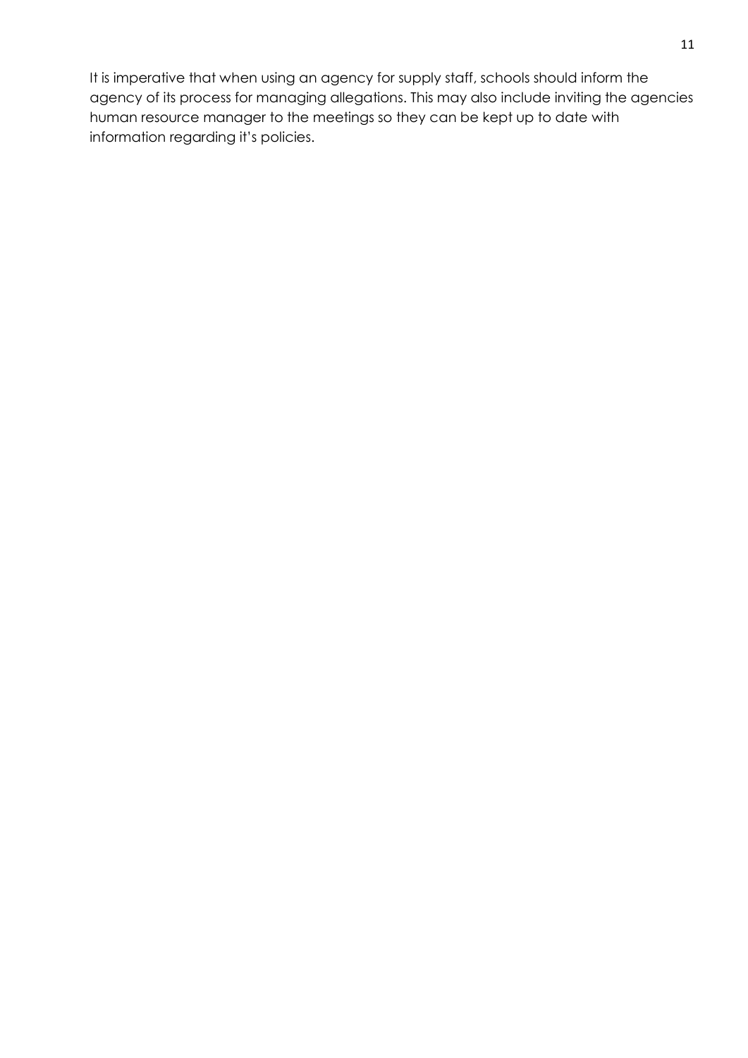It is imperative that when using an agency for supply staff, schools should inform the agency of its process for managing allegations. This may also include inviting the agencies human resource manager to the meetings so they can be kept up to date with information regarding it's policies.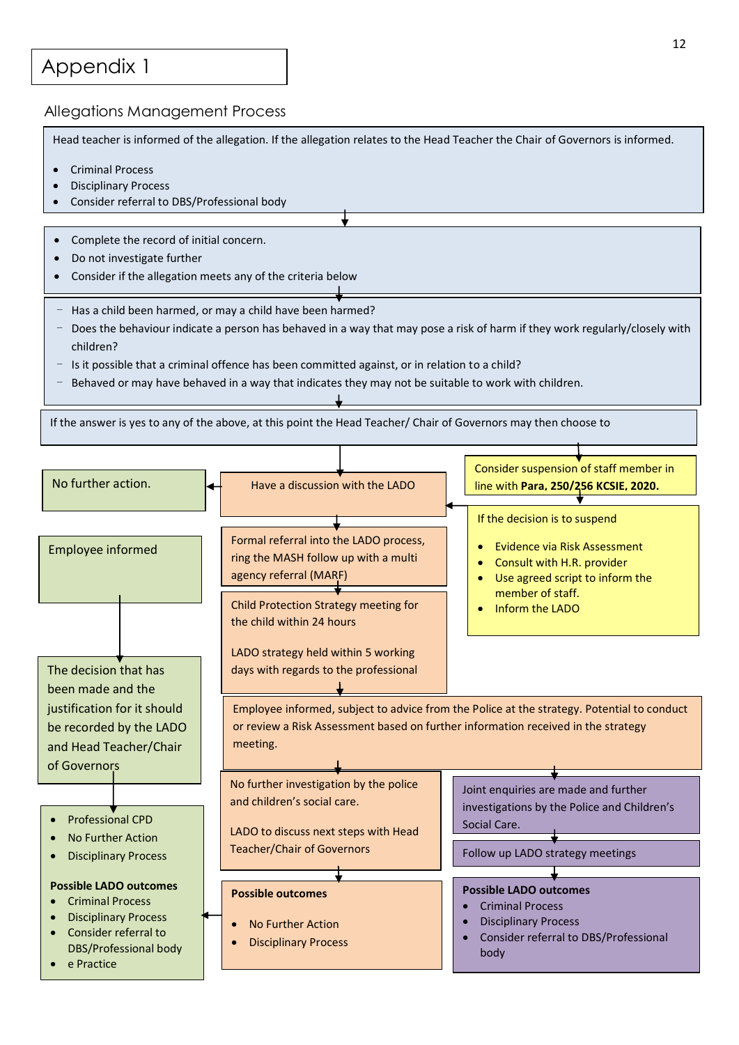# Appendix 1

## Allegations Management Process

Head teacher is informed of the allegation. If the allegation relates to the Head Teacher the Chair of Governors is informed.

- Criminal Process
- Disciplinary Process
- Consider referral to DBS/Professional body

---

- Complete the record of initial concern.
- Do not investigate further
- Consider if the allegation meets any of the criteria below

---

- Has a child been harmed, or may a child have been harmed?
- Does the behaviour indicate a person has behaved in a way that may pose a risk of harm if they work regularly/closely with children?
- Is it possible that a criminal offence has been committed against, or in relation to a child?
- Behaved or may have behaved in a way that indicates they may not be suitable to work with children.

---

If the answer is yes to any of the above, at this point the Head Teacher/ Chair of Governors may then choose to

---

Have a discussion with the LADO

No further action.

Consider suspension of staff member in line with **Para, 250/256 KCSIE, 2020.**

If the decision is to suspend

- Evidence via Risk Assessment
- Consult with H.R. provider
- Use agreed script to inform the member of staff.
- Inform the LADO

---

Formal referral into the LADO process, ring the MASH follow up with a multi agency referral (MARF)

Child Protection Strategy meeting for the child within 24 hours

LADO strategy held within 5 working days with regards to the professional

---

Employee informed

The decision that has been made and the justification for it should be recorded by the LADO and Head Teacher/Chair of Governors

- Professional CPD
- No Further Action
- Disciplinary Process

**Possible LADO outcomes**

- Criminal Process
- Disciplinary Process
- Consider referral to DBS/Professional body
- e Practice

---

Employee informed, subject to advice from the Police at the strategy. Potential to conduct or review a Risk Assessment based on further information received in the strategy meeting.

---

No further investigation by the police and children's social care.

LADO to discuss next steps with Head Teacher/Chair of Governors

**Possible outcomes**

- No Further Action
- Disciplinary Process

---

Joint enquiries are made and further investigations by the Police and Children's Social Care.

Follow up LADO strategy meetings

**Possible LADO outcomes**

- Criminal Process
- Disciplinary Process
- Consider referral to DBS/Professional body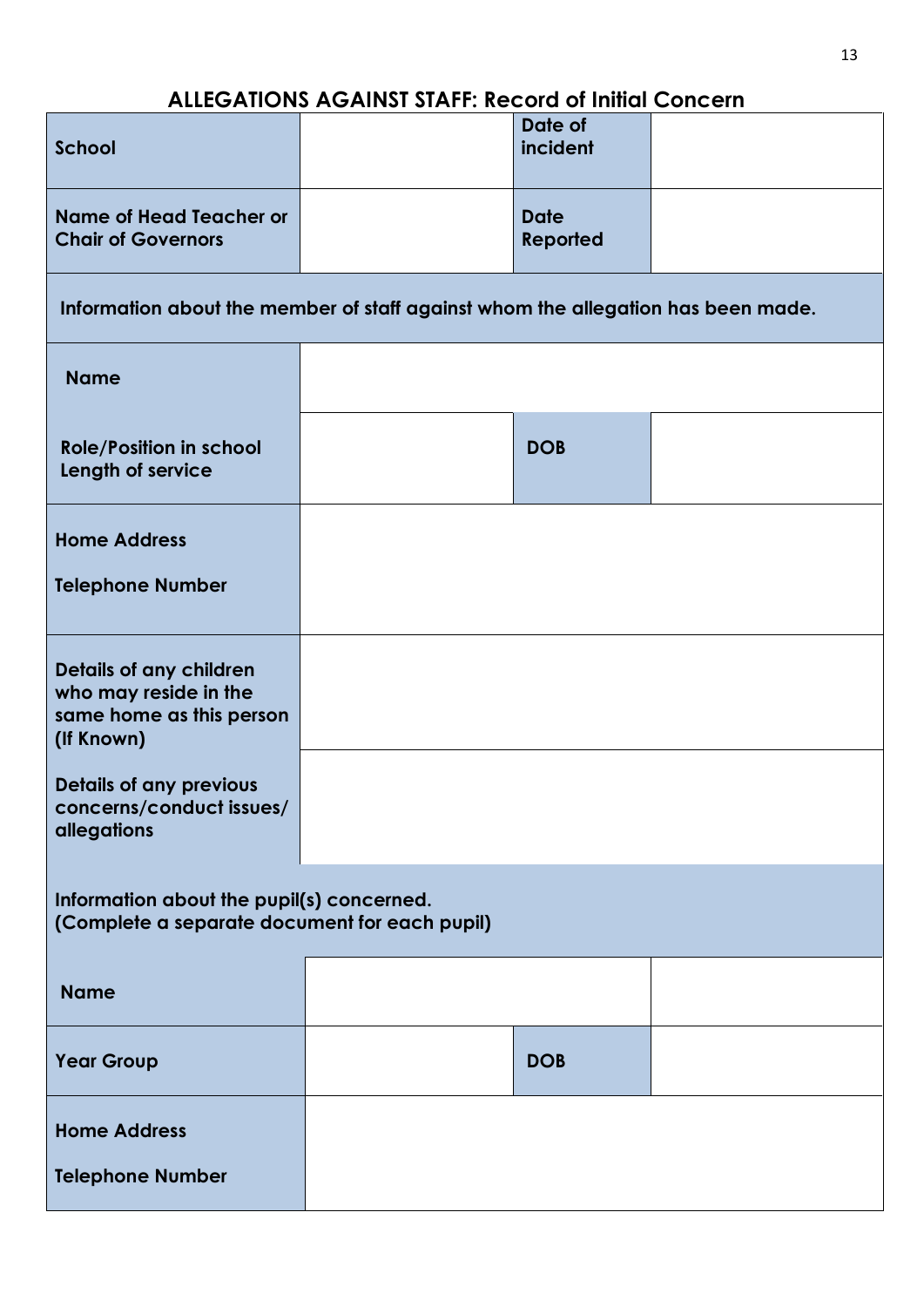## ALLEGATIONS AGAINST STAFF: Record of Initial Concern

| | | | |
|---|---|---|---|
| **School** | | **Date of incident** | |
| **Name of Head Teacher or Chair of Governors** | | **Date Reported** | |
| **Information about the member of staff against whom the allegation has been made.** | | | |
| **Name** | | | |
| **Role/Position in school**<br>**Length of service** | | **DOB** | |
| **Home Address**<br><br>**Telephone Number** | | | |
| **Details of any children who may reside in the same home as this person (If Known)** | | | |
| **Details of any previous concerns/conduct issues/ allegations** | | | |
| **Information about the pupil(s) concerned.**<br>**(Complete a separate document for each pupil)** | | | |
| **Name** | | | |
| **Year Group** | | **DOB** | |
| **Home Address**<br><br>**Telephone Number** | | | |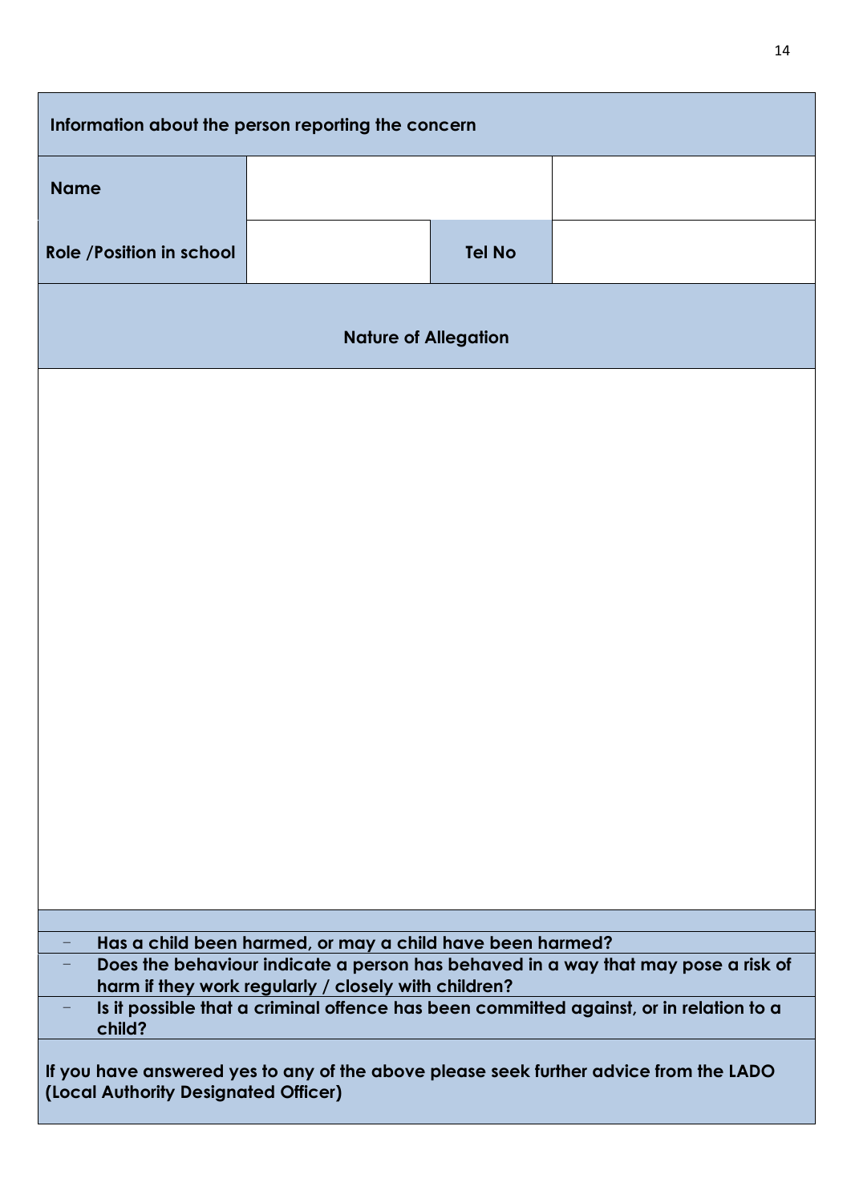| Information about the person reporting the concern | | | |
|---|---|---|---|
| **Name** | | | |
| **Role /Position in school** | | **Tel No** | |
| **Nature of Allegation** | | | |
| | | | |

- **Has a child been harmed, or may a child have been harmed?**
- **Does the behaviour indicate a person has behaved in a way that may pose a risk of harm if they work regularly / closely with children?**
- **Is it possible that a criminal offence has been committed against, or in relation to a child?**

**If you have answered yes to any of the above please seek further advice from the LADO (Local Authority Designated Officer)**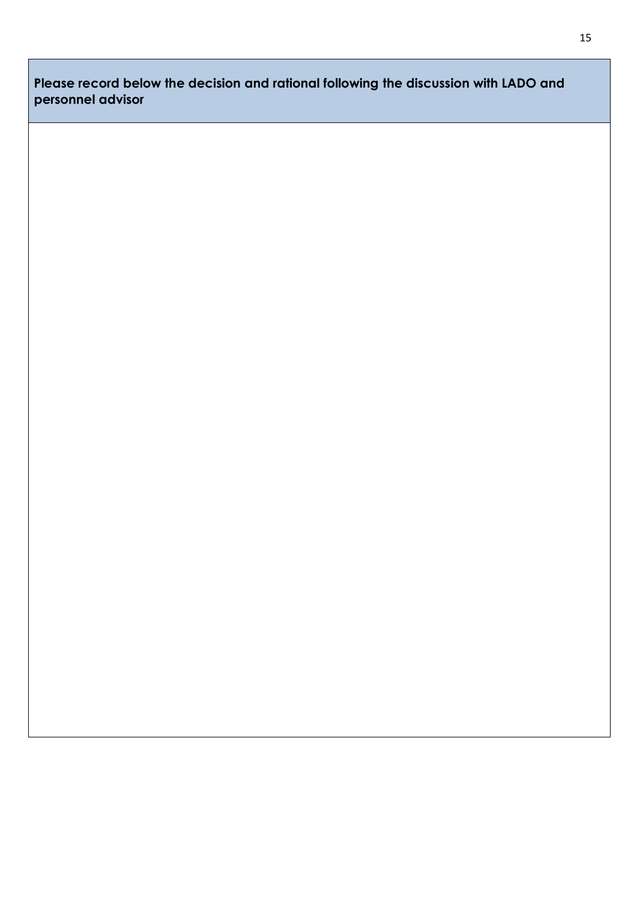| Please record below the decision and rational following the discussion with LADO and personnel advisor |
| --- |
| |